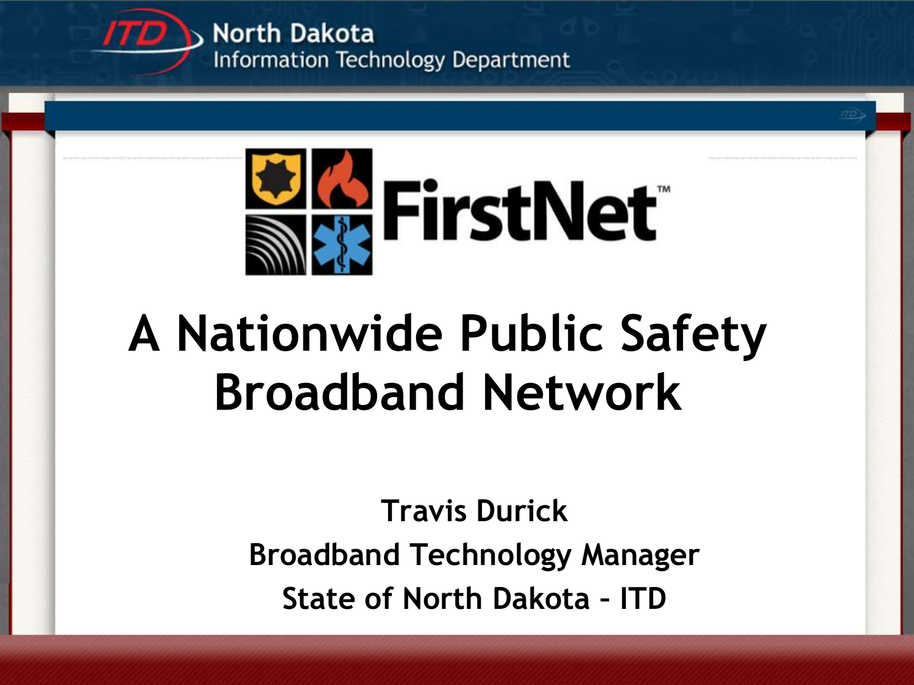North Dakota
Information Technology Department

FirstNet™

# A Nationwide Public Safety Broadband Network

**Travis Durick**

**Broadband Technology Manager**

**State of North Dakota – ITD**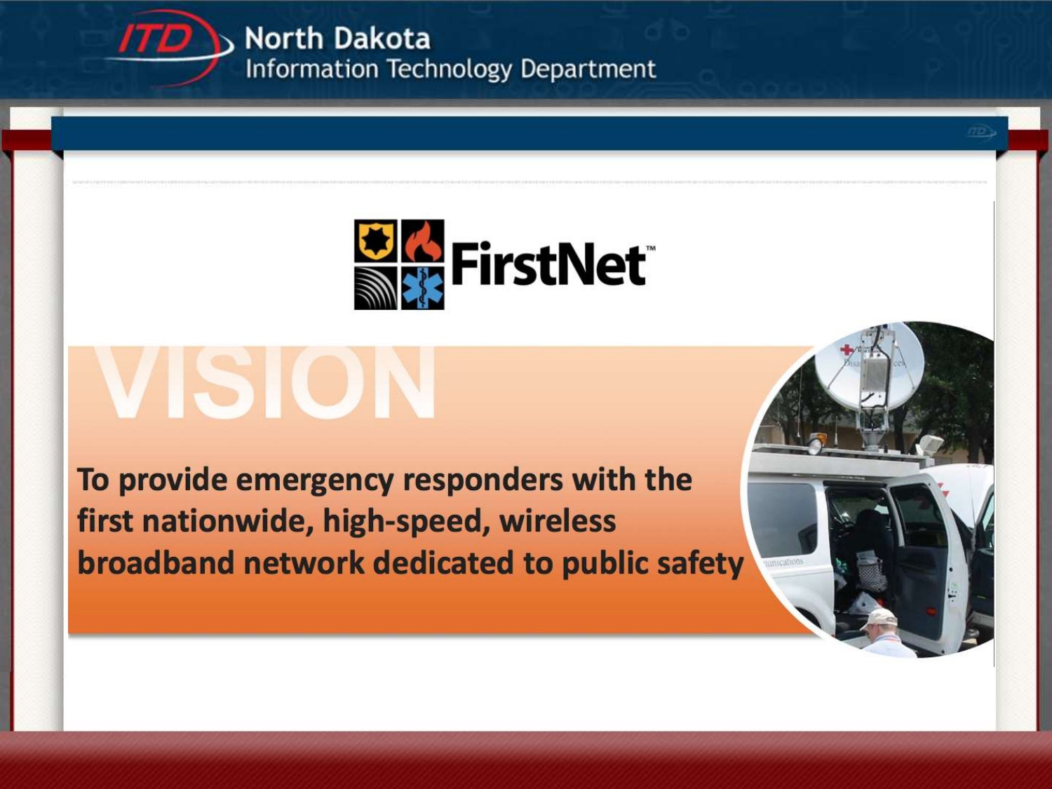# FirstNet

## VISION

**To provide emergency responders with the first nationwide, high-speed, wireless broadband network dedicated to public safety**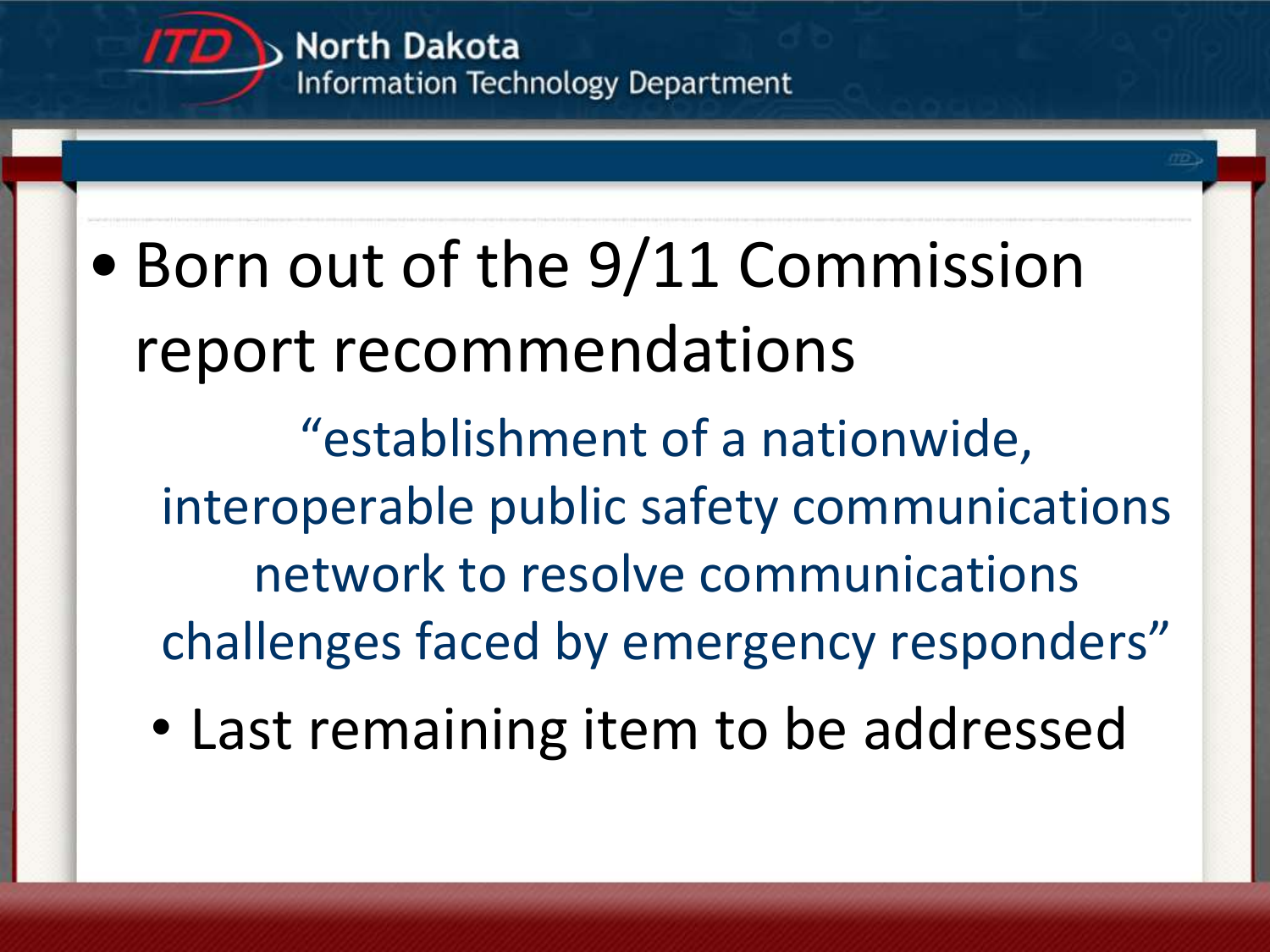- Born out of the 9/11 Commission report recommendations

  "establishment of a nationwide, interoperable public safety communications network to resolve communications challenges faced by emergency responders"

  - Last remaining item to be addressed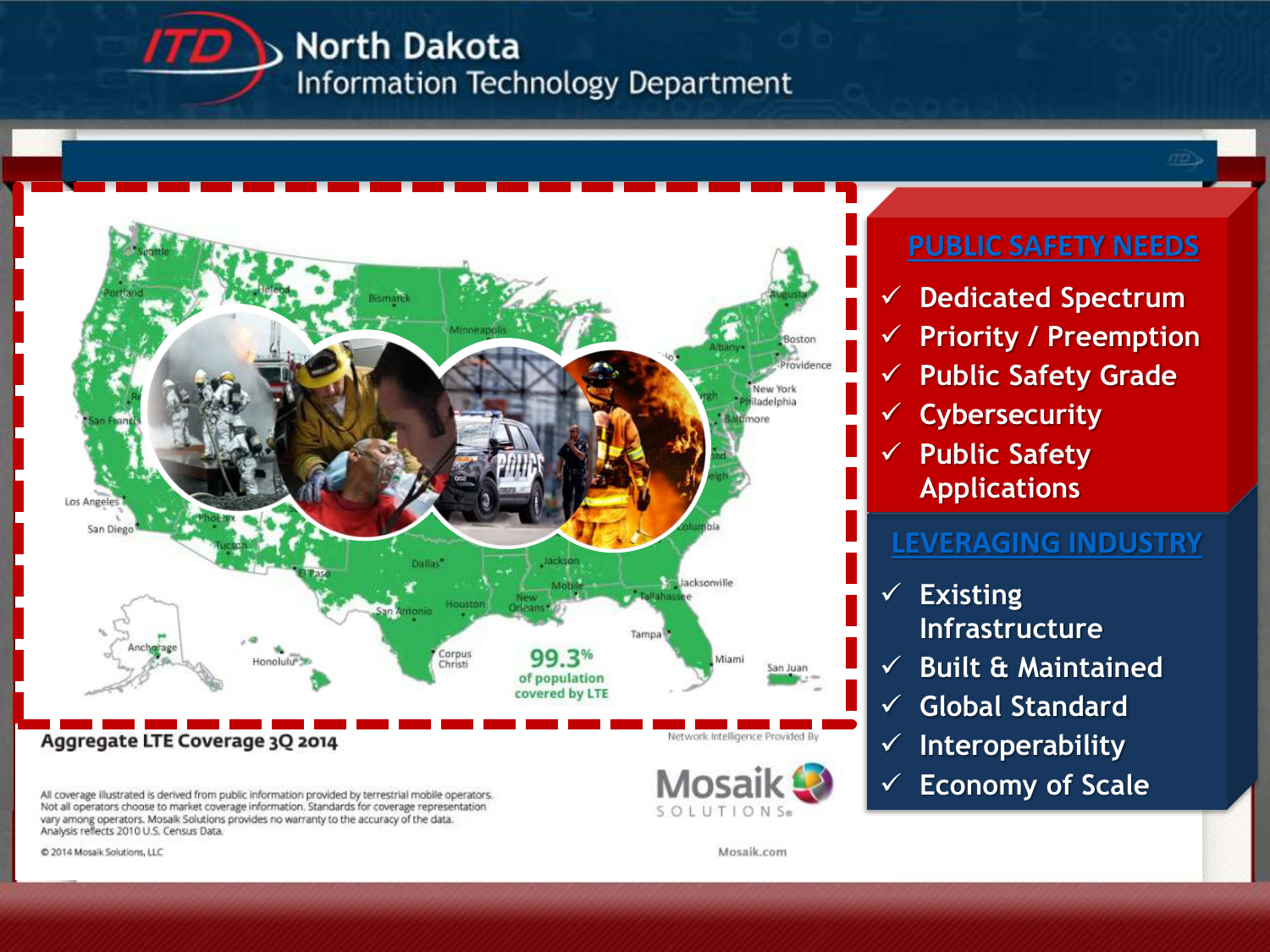North Dakota Information Technology Department

Aggregate LTE Coverage 3Q 2014

99.3% of population covered by LTE

All coverage illustrated is derived from public information provided by terrestrial mobile operators. Not all operators choose to market coverage information. Standards for coverage representation vary among operators. Mosaik Solutions provides no warranty to the accuracy of the data. Analysis reflects 2010 U.S. Census Data.

© 2014 Mosaik Solutions, LLC

Network Intelligence Provided By Mosaik Solutions

Mosaik.com

## PUBLIC SAFETY NEEDS

- ✓ Dedicated Spectrum
- ✓ Priority / Preemption
- ✓ Public Safety Grade
- ✓ Cybersecurity
- ✓ Public Safety Applications

## LEVERAGING INDUSTRY

- ✓ Existing Infrastructure
- ✓ Built & Maintained
- ✓ Global Standard
- ✓ Interoperability
- ✓ Economy of Scale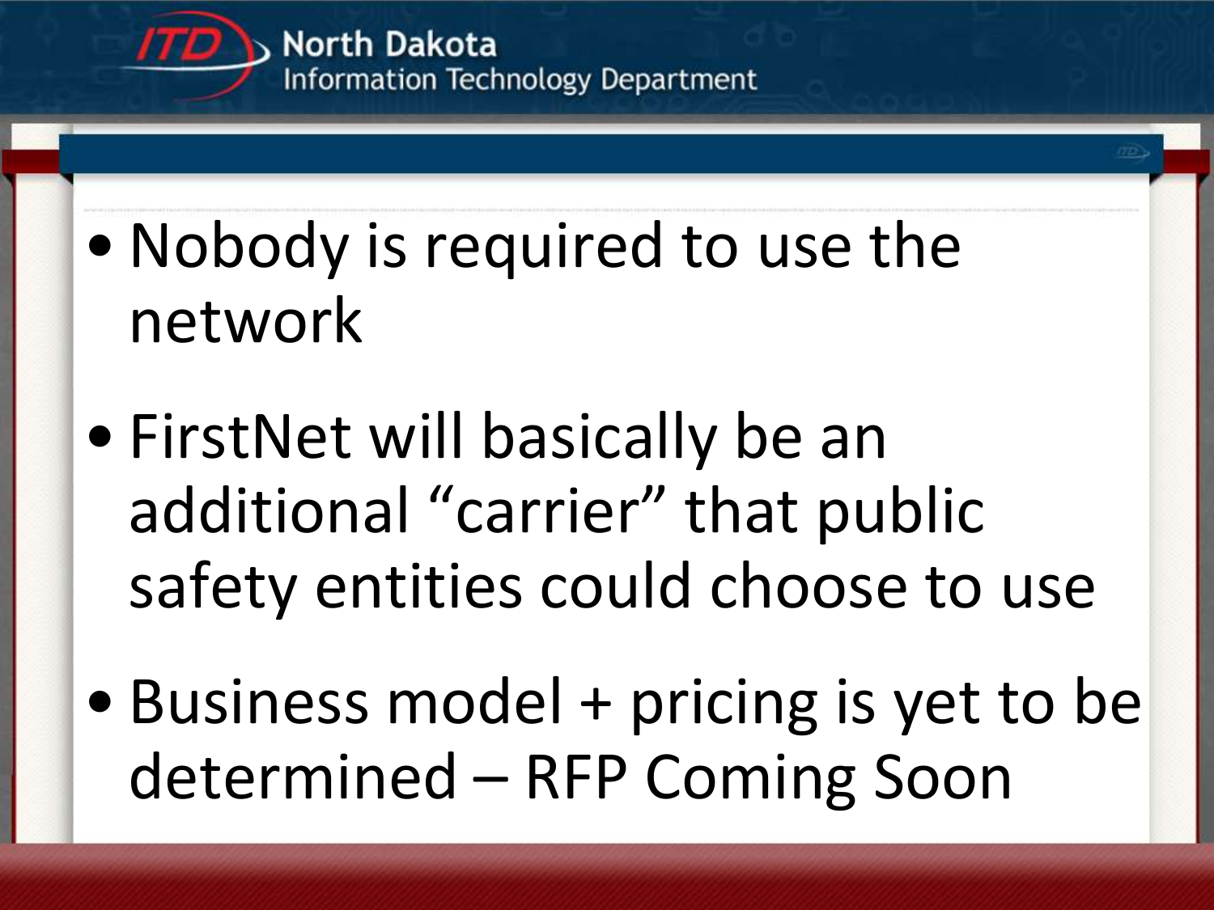- Nobody is required to use the network
- FirstNet will basically be an additional "carrier" that public safety entities could choose to use
- Business model + pricing is yet to be determined – RFP Coming Soon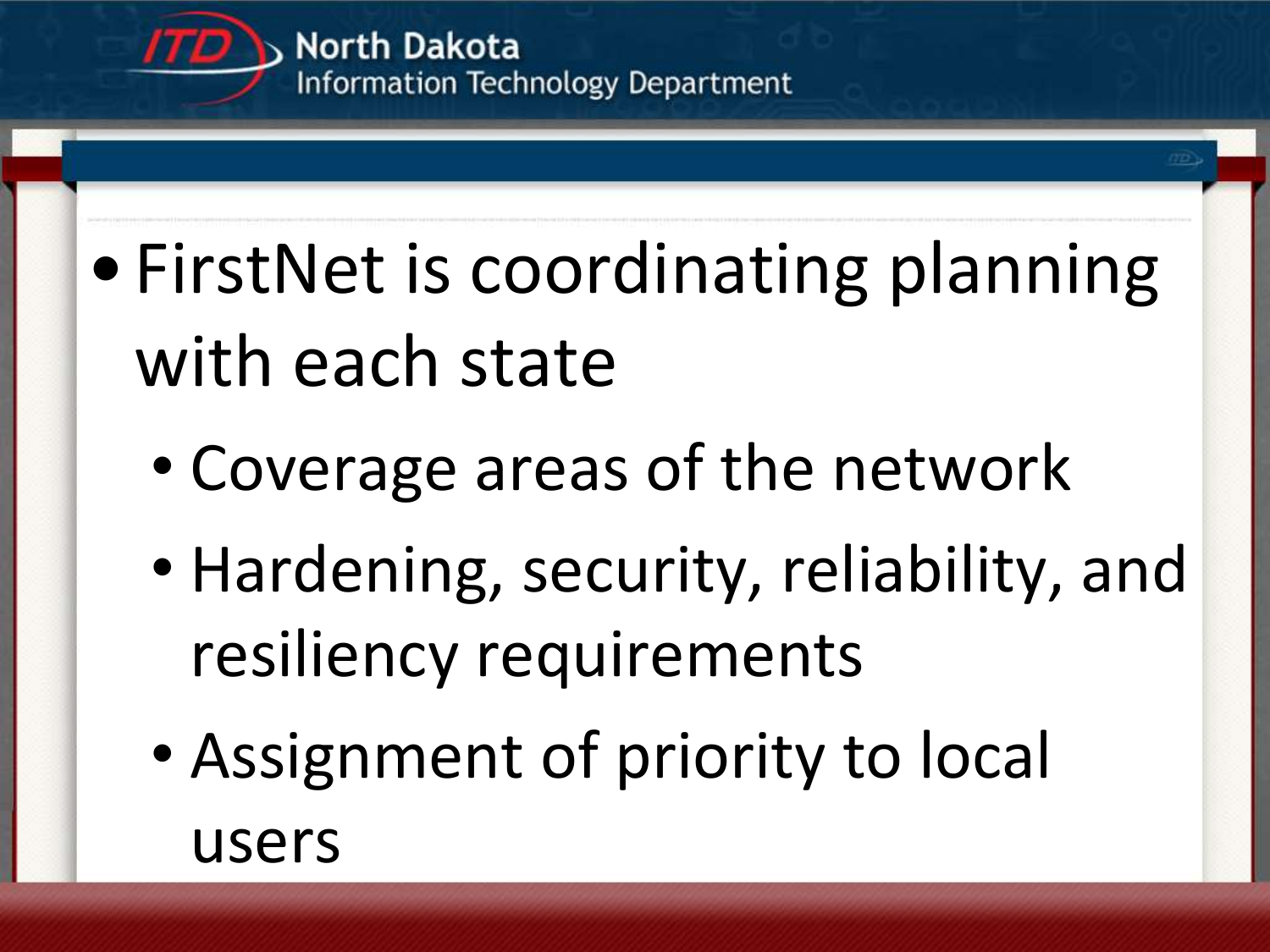- FirstNet is coordinating planning with each state
  - Coverage areas of the network
  - Hardening, security, reliability, and resiliency requirements
  - Assignment of priority to local users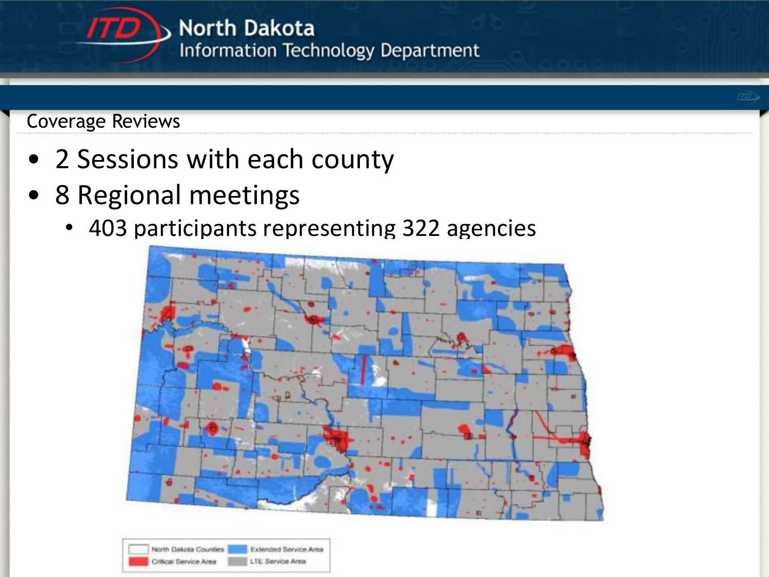## Coverage Reviews

- 2 Sessions with each county
- 8 Regional meetings
  - 403 participants representing 322 agencies

North Dakota Counties | Extended Service Area | Critical Service Area | LTE Service Area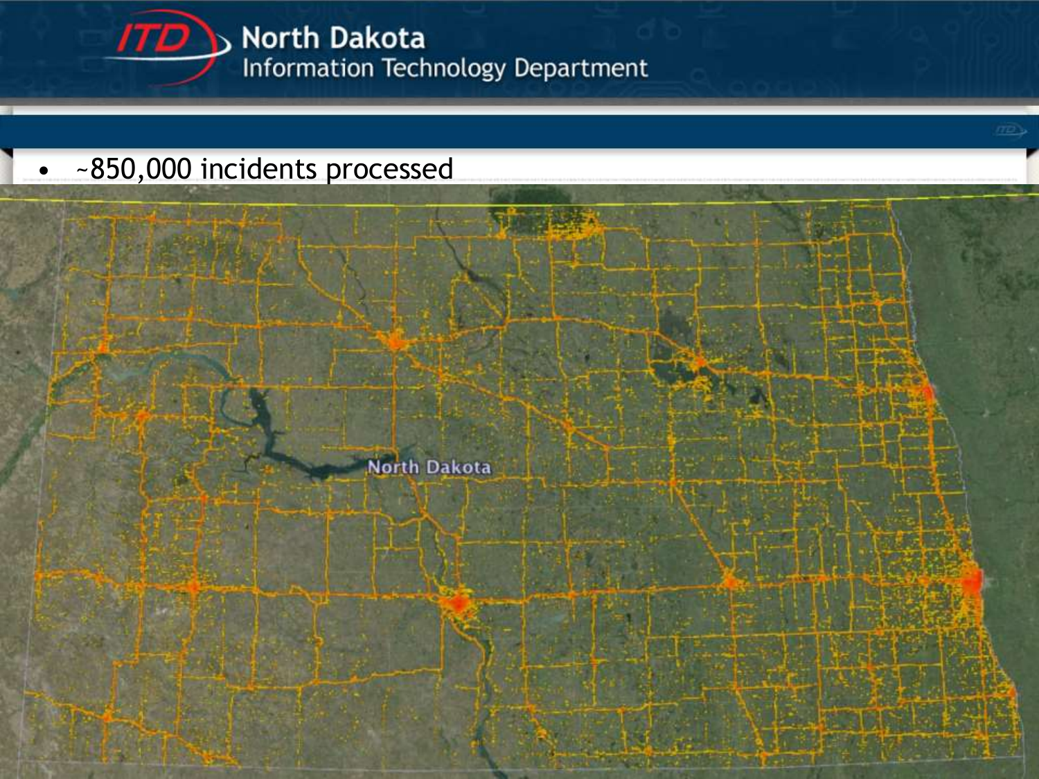- ~850,000 incidents processed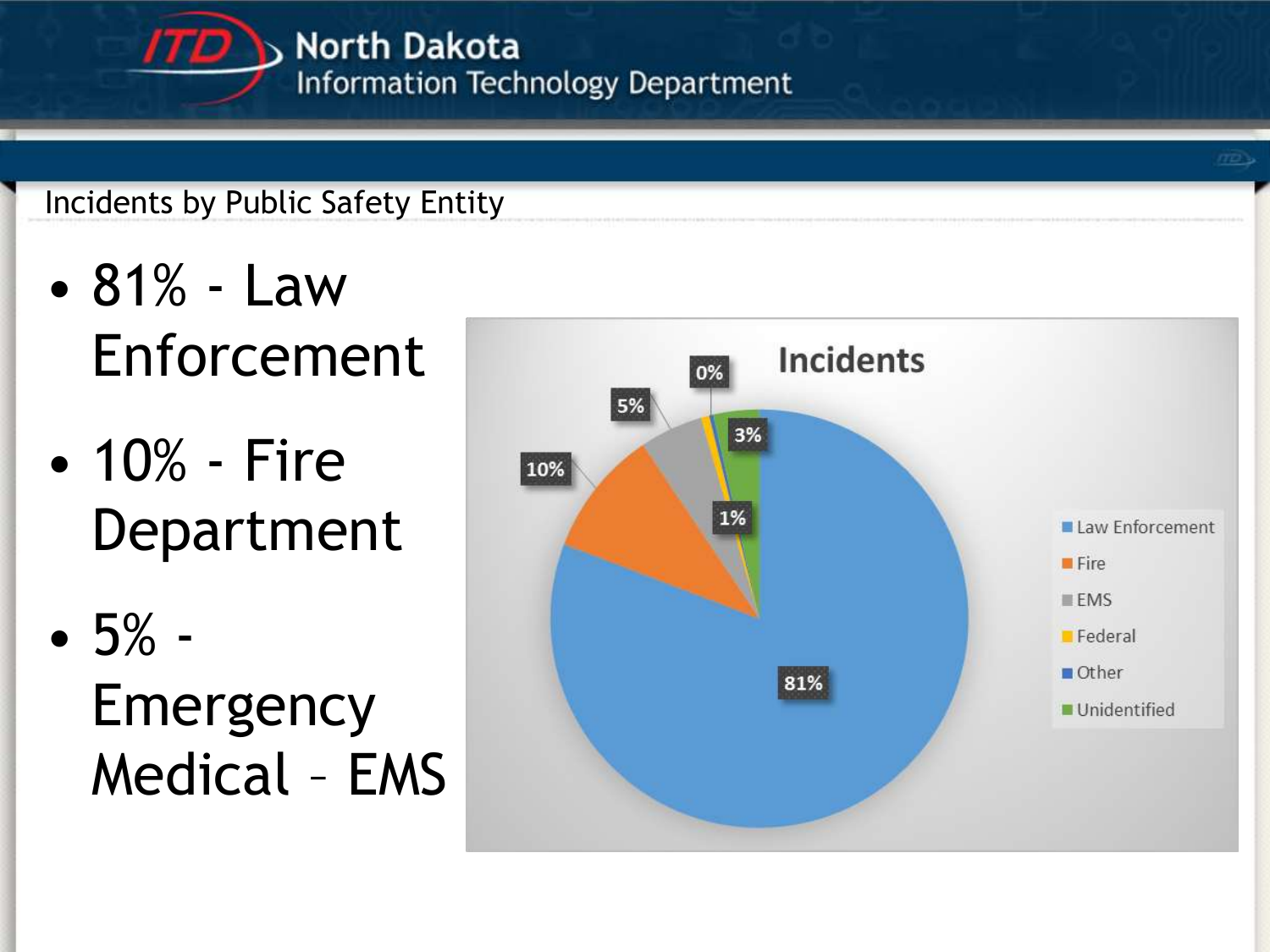## Incidents by Public Safety Entity

- 81% - Law Enforcement
- 10% - Fire Department
- 5% - Emergency Medical – EMS

**Incidents**

| Entity | Percentage |
|---|---|
| Law Enforcement | 81% |
| Fire | 10% |
| EMS | 5% |
| Federal | 1% |
| Other | 0% |
| Unidentified | 3% |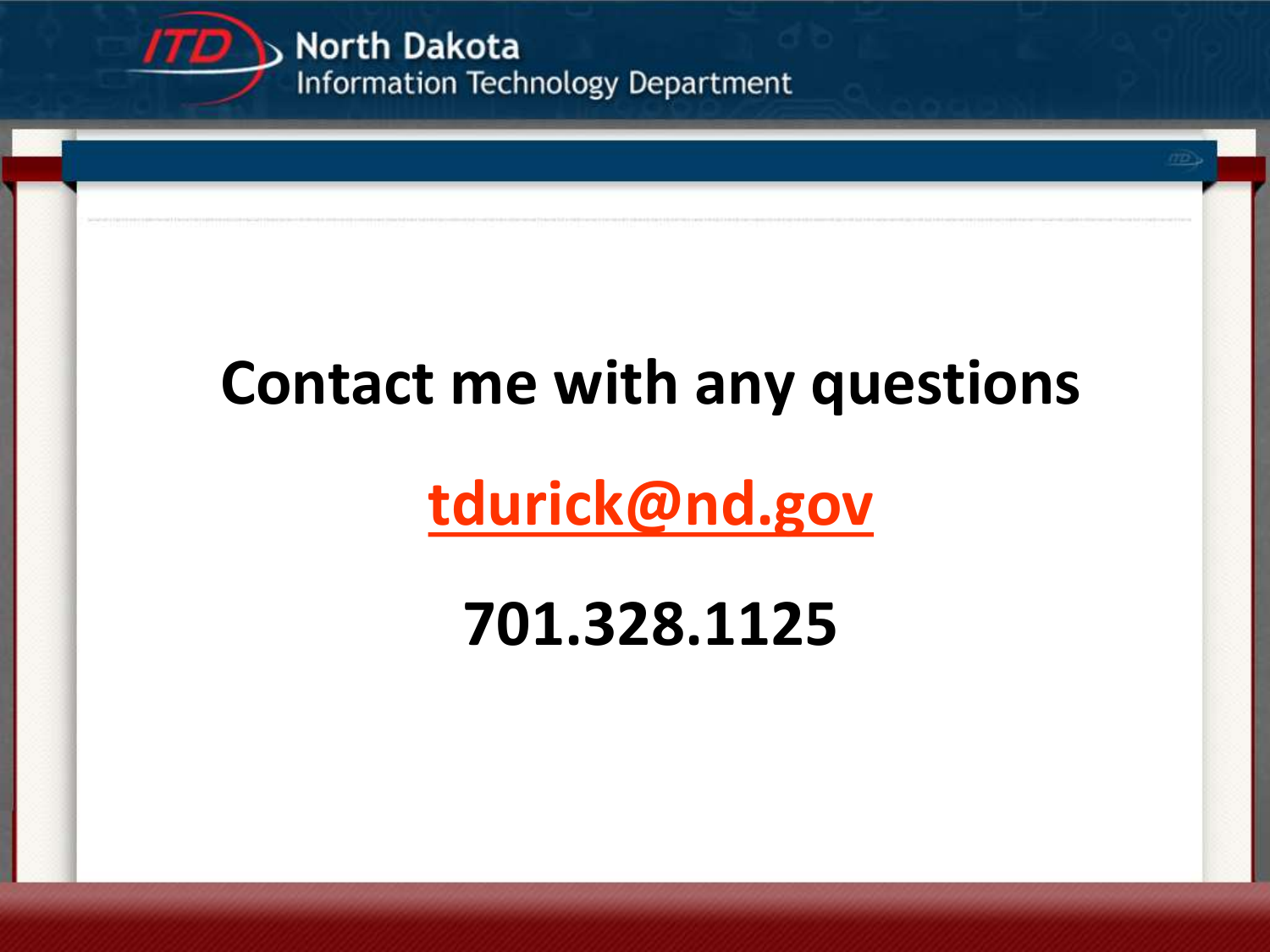North Dakota
Information Technology Department

# Contact me with any questions

tdurick@nd.gov

**701.328.1125**